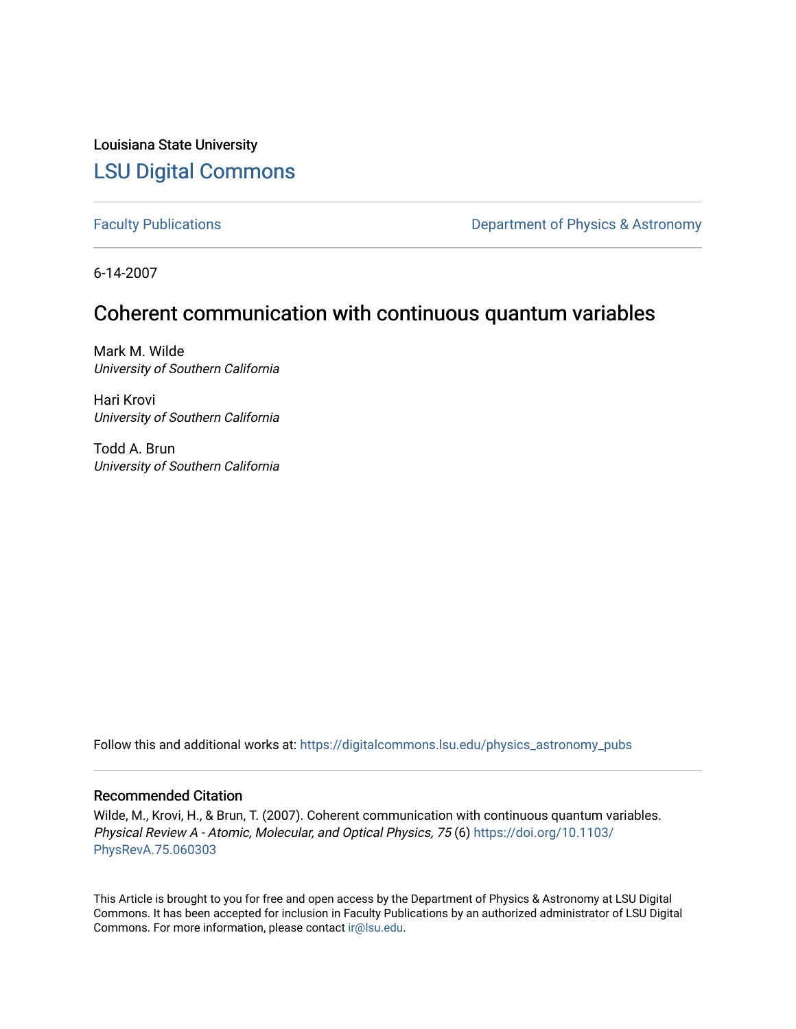Louisiana State University

## LSU Digital Commons

Faculty Publications | Department of Physics & Astronomy

6-14-2007

# Coherent communication with continuous quantum variables

Mark M. Wilde
*University of Southern California*

Hari Krovi
*University of Southern California*

Todd A. Brun
*University of Southern California*

Follow this and additional works at: https://digitalcommons.lsu.edu/physics_astronomy_pubs

### Recommended Citation

Wilde, M., Krovi, H., & Brun, T. (2007). Coherent communication with continuous quantum variables. *Physical Review A - Atomic, Molecular, and Optical Physics, 75* (6) https://doi.org/10.1103/PhysRevA.75.060303

This Article is brought to you for free and open access by the Department of Physics & Astronomy at LSU Digital Commons. It has been accepted for inclusion in Faculty Publications by an authorized administrator of LSU Digital Commons. For more information, please contact ir@lsu.edu.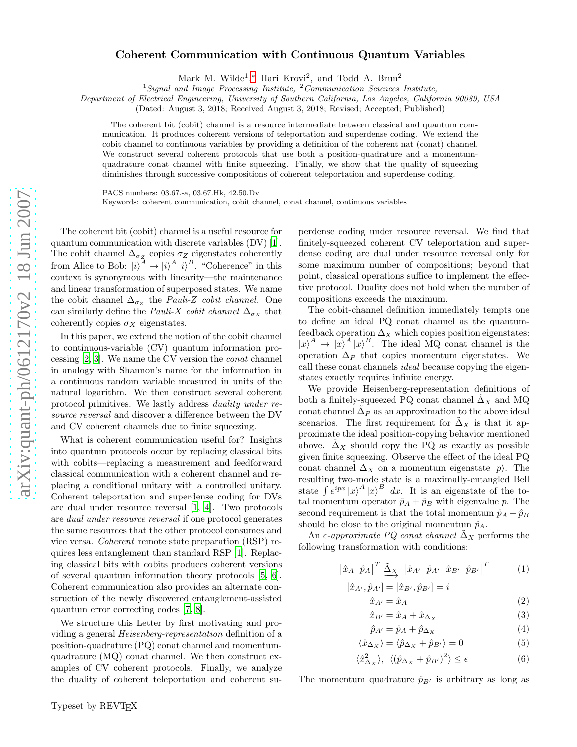# Coherent Communication with Continuous Quantum Variables

Mark M. Wilde[1,*] Hari Krovi[2], and Todd A. Brun[2]

[1]*Signal and Image Processing Institute*, [2]*Communication Sciences Institute*,
Department of Electrical Engineering, University of Southern California, Los Angeles, California 90089, USA

(Dated: August 3, 2018; Received August 3, 2018; Revised; Accepted; Published)

The coherent bit (cobit) channel is a resource intermediate between classical and quantum communication. It produces coherent versions of teleportation and superdense coding. We extend the cobit channel to continuous variables by providing a definition of the coherent nat (conat) channel. We construct several coherent protocols that use both a position-quadrature and a momentum-quadrature conat channel with finite squeezing. Finally, we show that the quality of squeezing diminishes through successive compositions of coherent teleportation and superdense coding.

PACS numbers: 03.67.-a, 03.67.Hk, 42.50.Dv
Keywords: coherent communication, cobit channel, conat channel, continuous variables

The coherent bit (cobit) channel is a useful resource for quantum communication with discrete variables (DV) [1]. The cobit channel $\Delta_{\sigma_Z}$ copies $\sigma_Z$ eigenstates coherently from Alice to Bob: $|i\rangle^A \rightarrow |i\rangle^A |i\rangle^B$. "Coherence" in this context is synonymous with linearity—the maintenance and linear transformation of superposed states. We name the cobit channel $\Delta_{\sigma_Z}$ the *Pauli-Z cobit channel*. One can similarly define the *Pauli-X cobit channel* $\Delta_{\sigma_X}$ that coherently copies $\sigma_X$ eigenstates.

In this paper, we extend the notion of the cobit channel to continuous-variable (CV) quantum information processing [2, 3]. We name the CV version the *conat* channel in analogy with Shannon's name for the information in a continuous random variable measured in units of the natural logarithm. We then construct several coherent protocol primitives. We lastly address *duality under resource reversal* and discover a difference between the DV and CV coherent channels due to finite squeezing.

What is coherent communication useful for? Insights into quantum protocols occur by replacing classical bits with cobits—replacing a measurement and feedforward classical communication with a coherent channel and replacing a conditional unitary with a controlled unitary. Coherent teleportation and superdense coding for DVs are dual under resource reversal [1, 4]. Two protocols are *dual under resource reversal* if one protocol generates the same resources that the other protocol consumes and vice versa. *Coherent* remote state preparation (RSP) requires less entanglement than standard RSP [1]. Replacing classical bits with cobits produces coherent versions of several quantum information theory protocols [5, 6]. Coherent communication also provides an alternate construction of the newly discovered entanglement-assisted quantum error correcting codes [7, 8].

We structure this Letter by first motivating and providing a general *Heisenberg-representation* definition of a position-quadrature (PQ) conat channel and momentum-quadrature (MQ) conat channel. We then construct examples of CV coherent protocols. Finally, we analyze the duality of coherent teleportation and coherent superdense coding under resource reversal. We find that finitely-squeezed coherent CV teleportation and superdense coding are dual under resource reversal only for some maximum number of compositions; beyond that point, classical operations suffice to implement the effective protocol. Duality does not hold when the number of compositions exceeds the maximum.

The cobit-channel definition immediately tempts one to define an ideal PQ conat channel as the quantum-feedback operation $\Delta_X$ which copies position eigenstates: $|x\rangle^A \rightarrow |x\rangle^A |x\rangle^B$. The ideal MQ conat channel is the operation $\Delta_P$ that copies momentum eigenstates. We call these conat channels *ideal* because copying the eigenstates exactly requires infinite energy.

We provide Heisenberg-representation definitions of both a finitely-squeezed PQ conat channel $\tilde{\Delta}_X$ and MQ conat channel $\tilde{\Delta}_P$ as an approximation to the above ideal scenarios. The first requirement for $\tilde{\Delta}_X$ is that it approximate the ideal position-copying behavior mentioned above. $\tilde{\Delta}_X$ should copy the PQ as exactly as possible given finite squeezing. Observe the effect of the ideal PQ conat channel $\Delta_X$ on a momentum eigenstate $|p\rangle$. The resulting two-mode state is a maximally-entangled Bell state $\int e^{ipx} |x\rangle^A |x\rangle^B \; dx$. It is an eigenstate of the total momentum operator $\hat{p}_A + \hat{p}_B$ with eigenvalue $p$. The second requirement is that the total momentum $\hat{p}_A + \hat{p}_B$ should be close to the original momentum $\hat{p}_A$.

An $\epsilon$-*approximate PQ conat channel* $\tilde{\Delta}_X$ performs the following transformation with conditions:

$$\begin{bmatrix} \hat{x}_A & \hat{p}_A \end{bmatrix}^T \xrightarrow{\tilde{\Delta}_X} \begin{bmatrix} \hat{x}_{A'} & \hat{p}_{A'} & \hat{x}_{B'} & \hat{p}_{B'} \end{bmatrix}^T \tag{1}$$

$$[\hat{x}_{A'}, \hat{p}_{A'}] = [\hat{x}_{B'}, \hat{p}_{B'}] = i$$

$$\hat{x}_{A'} = \hat{x}_A \tag{2}$$

$$\hat{x}_{B'} = \hat{x}_A + \hat{x}_{\Delta_X} \tag{3}$$

$$\hat{p}_{A'} = \hat{p}_A + \hat{p}_{\Delta_X} \tag{4}$$

$$\langle \hat{x}_{\Delta_X} \rangle = \langle \hat{p}_{\Delta_X} + \hat{p}_{B'} \rangle = 0 \tag{5}$$

$$\langle \hat{x}^2_{\Delta_X} \rangle, \;\; \langle (\hat{p}_{\Delta_X} + \hat{p}_{B'})^2 \rangle \leq \epsilon \tag{6}$$

The momentum quadrature $\hat{p}_{B'}$ is arbitrary as long as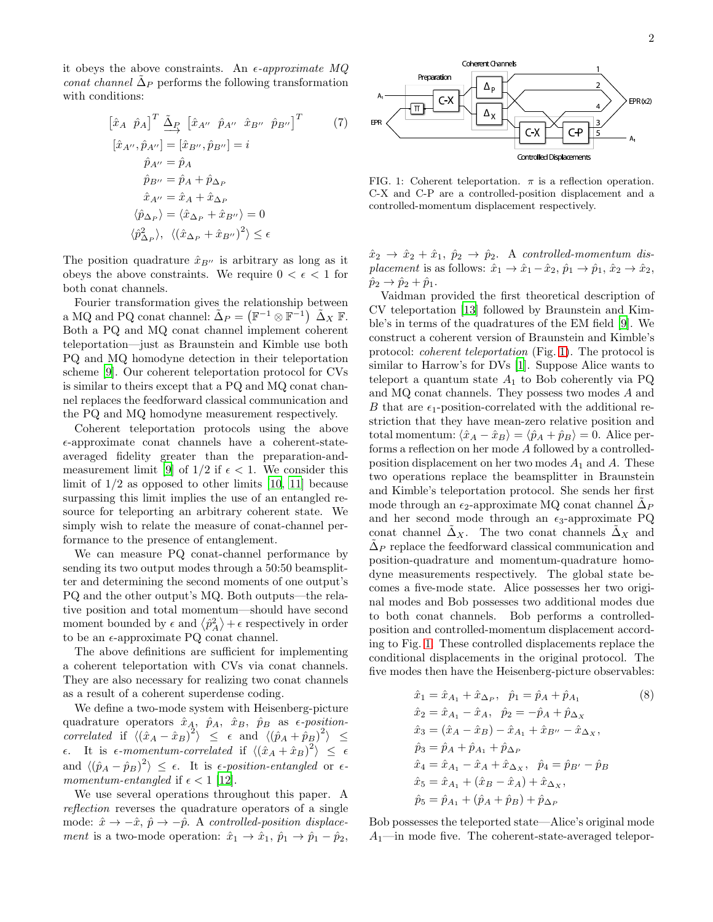it obeys the above constraints. An *ϵ-approximate MQ conat channel* $\tilde{\Delta}_P$ performs the following transformation with conditions:

$$
\begin{aligned}
\left[\hat{x}_A \;\; \hat{p}_A\right]^T &\xrightarrow{\tilde{\Delta}_P} \left[\hat{x}_{A''} \;\; \hat{p}_{A''} \;\; \hat{x}_{B''} \;\; \hat{p}_{B''}\right]^T \\
[\hat{x}_{A''}, \hat{p}_{A''}] &= [\hat{x}_{B''}, \hat{p}_{B''}] = i \\
\hat{p}_{A''} &= \hat{p}_A \\
\hat{p}_{B''} &= \hat{p}_A + \hat{p}_{\Delta_P} \\
\hat{x}_{A''} &= \hat{x}_A + \hat{x}_{\Delta_P} \\
\langle \hat{p}_{\Delta_P} \rangle &= \langle \hat{x}_{\Delta_P} + \hat{x}_{B''} \rangle = 0 \\
\langle \hat{p}_{\Delta_P}^2 \rangle, &\;\; \langle (\hat{x}_{\Delta_P} + \hat{x}_{B''})^2 \rangle \leq \epsilon
\end{aligned}
\tag{7}
$$

The position quadrature $\hat{x}_{B''}$ is arbitrary as long as it obeys the above constraints. We require $0 < \epsilon < 1$ for both conat channels.

Fourier transformation gives the relationship between a MQ and PQ conat channel: $\tilde{\Delta}_P = \left(\mathbb{F}^{-1} \otimes \mathbb{F}^{-1}\right) \tilde{\Delta}_X \mathbb{F}$. Both a PQ and MQ conat channel implement coherent teleportation—just as Braunstein and Kimble use both PQ and MQ homodyne detection in their teleportation scheme [9]. Our coherent teleportation protocol for CVs is similar to theirs except that a PQ and MQ conat channel replaces the feedforward classical communication and the PQ and MQ homodyne measurement respectively.

Coherent teleportation protocols using the above $\epsilon$-approximate conat channels have a coherent-state-averaged fidelity greater than the preparation-and-measurement limit [9] of 1/2 if $\epsilon < 1$. We consider this limit of 1/2 as opposed to other limits [10, 11] because surpassing this limit implies the use of an entangled resource for teleporting an arbitrary coherent state. We simply wish to relate the measure of conat-channel performance to the presence of entanglement.

We can measure PQ conat-channel performance by sending its two output modes through a 50:50 beamsplitter and determining the second moments of one output's PQ and the other output's MQ. Both outputs—the relative position and total momentum—should have second moment bounded by $\epsilon$ and $\langle \hat{p}_A^2 \rangle + \epsilon$ respectively in order to be an $\epsilon$-approximate PQ conat channel.

The above definitions are sufficient for implementing a coherent teleportation with CVs via conat channels. They are also necessary for realizing two conat channels as a result of a coherent superdense coding.

We define a two-mode system with Heisenberg-picture quadrature operators $\hat{x}_A$, $\hat{p}_A$, $\hat{x}_B$, $\hat{p}_B$ as *ϵ-position-correlated* if $\langle (\hat{x}_A - \hat{x}_B)^2 \rangle \leq \epsilon$ and $\langle (\hat{p}_A + \hat{p}_B)^2 \rangle \leq \epsilon$. It is *ϵ-momentum-correlated* if $\langle (\hat{x}_A + \hat{x}_B)^2 \rangle \leq \epsilon$ and $\langle (\hat{p}_A - \hat{p}_B)^2 \rangle \leq \epsilon$. It is *ϵ-position-entangled* or *ϵ-momentum-entangled* if $\epsilon < 1$ [12].

We use several operations throughout this paper. A *reflection* reverses the quadrature operators of a single mode: $\hat{x} \to -\hat{x}$, $\hat{p} \to -\hat{p}$. A *controlled-position displacement* is a two-mode operation: $\hat{x}_1 \to \hat{x}_1$, $\hat{p}_1 \to \hat{p}_1 - \hat{p}_2$, $\hat{x}_2 \to \hat{x}_2 + \hat{x}_1$, $\hat{p}_2 \to \hat{p}_2$. A *controlled-momentum displacement* is as follows: $\hat{x}_1 \to \hat{x}_1 - \hat{x}_2$, $\hat{p}_1 \to \hat{p}_1$, $\hat{x}_2 \to \hat{x}_2$, $\hat{p}_2 \to \hat{p}_2 + \hat{p}_1$.

FIG. 1: Coherent teleportation. $\pi$ is a reflection operation. C-X and C-P are a controlled-position displacement and a controlled-momentum displacement respectively.

Vaidman provided the first theoretical description of CV teleportation [13] followed by Braunstein and Kimble's in terms of the quadratures of the EM field [9]. We construct a coherent version of Braunstein and Kimble's protocol: *coherent teleportation* (Fig. 1). The protocol is similar to Harrow's for DVs [1]. Suppose Alice wants to teleport a quantum state $A_1$ to Bob coherently via PQ and MQ conat channels. They possess two modes $A$ and $B$ that are $\epsilon_1$-position-correlated with the additional restriction that they have mean-zero relative position and total momentum: $\langle \hat{x}_A - \hat{x}_B \rangle = \langle \hat{p}_A + \hat{p}_B \rangle = 0$. Alice performs a reflection on her mode $A$ followed by a controlled-position displacement on her two modes $A_1$ and $A$. These two operations replace the beamsplitter in Braunstein and Kimble's teleportation protocol. She sends her first mode through an $\epsilon_2$-approximate MQ conat channel $\tilde{\Delta}_P$ and her second mode through an $\epsilon_3$-approximate PQ conat channel $\tilde{\Delta}_X$. The two conat channels $\tilde{\Delta}_X$ and $\tilde{\Delta}_P$ replace the feedforward classical communication and position-quadrature and momentum-quadrature homodyne measurements respectively. The global state becomes a five-mode state. Alice possesses her two original modes and Bob possesses two additional modes due to both conat channels. Bob performs a controlled-position and controlled-momentum displacement according to Fig. 1. These controlled displacements replace the conditional displacements in the original protocol. The five modes then have the Heisenberg-picture observables:

$$
\begin{aligned}
\hat{x}_1 &= \hat{x}_{A_1} + \hat{x}_{\Delta_P}, \quad \hat{p}_1 = \hat{p}_A + \hat{p}_{A_1} \\
\hat{x}_2 &= \hat{x}_{A_1} - \hat{x}_A, \quad \hat{p}_2 = -\hat{p}_A + \hat{p}_{\Delta_X} \\
\hat{x}_3 &= (\hat{x}_A - \hat{x}_B) - \hat{x}_{A_1} + \hat{x}_{B''} - \hat{x}_{\Delta_X}, \\
\hat{p}_3 &= \hat{p}_A + \hat{p}_{A_1} + \hat{p}_{\Delta_P} \\
\hat{x}_4 &= \hat{x}_{A_1} - \hat{x}_A + \hat{x}_{\Delta_X}, \quad \hat{p}_4 = \hat{p}_{B'} - \hat{p}_B \\
\hat{x}_5 &= \hat{x}_{A_1} + (\hat{x}_B - \hat{x}_A) + \hat{x}_{\Delta_X}, \\
\hat{p}_5 &= \hat{p}_{A_1} + (\hat{p}_A + \hat{p}_B) + \hat{p}_{\Delta_P}
\end{aligned}
\tag{8}
$$

Bob possesses the teleported state—Alice's original mode $A_1$—in mode five. The coherent-state-averaged telepor-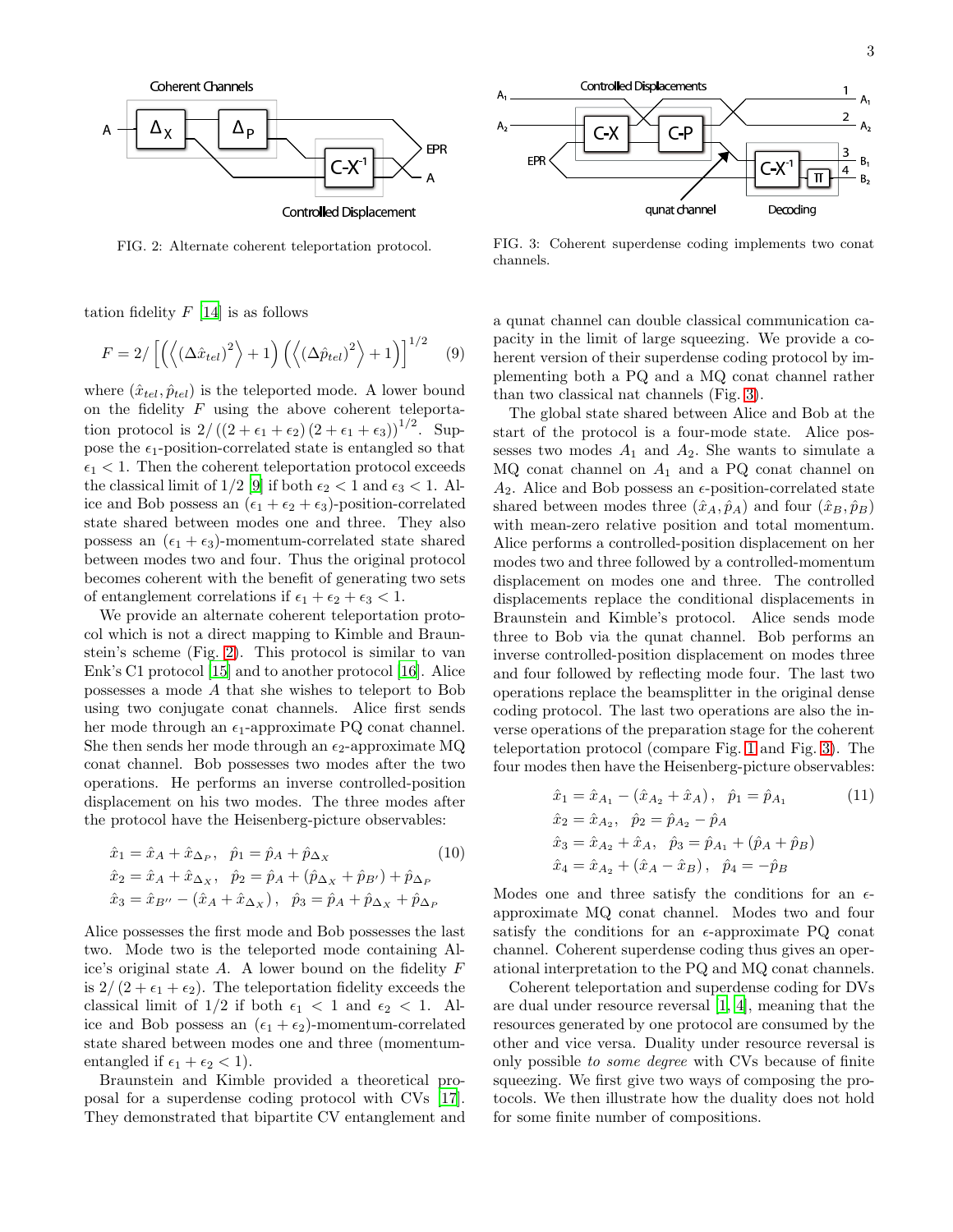FIG. 2: Alternate coherent teleportation protocol.

FIG. 3: Coherent superdense coding implements two conat channels.

tation fidelity $F$ [14] is as follows

$$F = 2/\left[\left(\left\langle(\Delta\hat{x}_{tel})^2\right\rangle + 1\right)\left(\left\langle(\Delta\hat{p}_{tel})^2\right\rangle + 1\right)\right]^{1/2} \quad (9)$$

where $(\hat{x}_{tel}, \hat{p}_{tel})$ is the teleported mode. A lower bound on the fidelity $F$ using the above coherent teleportation protocol is $2/\left((2+\epsilon_1+\epsilon_2)(2+\epsilon_1+\epsilon_3)\right)^{1/2}$. Suppose the $\epsilon_1$-position-correlated state is entangled so that $\epsilon_1 < 1$. Then the coherent teleportation protocol exceeds the classical limit of $1/2$ [9] if both $\epsilon_2 < 1$ and $\epsilon_3 < 1$. Alice and Bob possess an $(\epsilon_1+\epsilon_2+\epsilon_3)$-position-correlated state shared between modes one and three. They also possess an $(\epsilon_1+\epsilon_3)$-momentum-correlated state shared between modes two and four. Thus the original protocol becomes coherent with the benefit of generating two sets of entanglement correlations if $\epsilon_1+\epsilon_2+\epsilon_3 < 1$.

We provide an alternate coherent teleportation protocol which is not a direct mapping to Kimble and Braunstein's scheme (Fig. 2). This protocol is similar to van Enk's C1 protocol [15] and to another protocol [16]. Alice possesses a mode $A$ that she wishes to teleport to Bob using two conjugate conat channels. Alice first sends her mode through an $\epsilon_1$-approximate PQ conat channel. She then sends her mode through an $\epsilon_2$-approximate MQ conat channel. Bob possesses two modes after the two operations. He performs an inverse controlled-position displacement on his two modes. The three modes after the protocol have the Heisenberg-picture observables:

$$\begin{aligned}
\hat{x}_1 &= \hat{x}_A + \hat{x}_{\Delta_P}, \quad \hat{p}_1 = \hat{p}_A + \hat{p}_{\Delta_X} \\
\hat{x}_2 &= \hat{x}_A + \hat{x}_{\Delta_X}, \quad \hat{p}_2 = \hat{p}_A + (\hat{p}_{\Delta_X} + \hat{p}_{B'}) + \hat{p}_{\Delta_P} \\
\hat{x}_3 &= \hat{x}_{B''} - (\hat{x}_A + \hat{x}_{\Delta_X}), \quad \hat{p}_3 = \hat{p}_A + \hat{p}_{\Delta_X} + \hat{p}_{\Delta_P}
\end{aligned} \quad (10)$$

Alice possesses the first mode and Bob possesses the last two. Mode two is the teleported mode containing Alice's original state $A$. A lower bound on the fidelity $F$ is $2/(2+\epsilon_1+\epsilon_2)$. The teleportation fidelity exceeds the classical limit of $1/2$ if both $\epsilon_1 < 1$ and $\epsilon_2 < 1$. Alice and Bob possess an $(\epsilon_1+\epsilon_2)$-momentum-correlated state shared between modes one and three (momentum-entangled if $\epsilon_1+\epsilon_2 < 1$).

Braunstein and Kimble provided a theoretical proposal for a superdense coding protocol with CVs [17]. They demonstrated that bipartite CV entanglement and a qunat channel can double classical communication capacity in the limit of large squeezing. We provide a coherent version of their superdense coding protocol by implementing both a PQ and a MQ conat channel rather than two classical nat channels (Fig. 3).

The global state shared between Alice and Bob at the start of the protocol is a four-mode state. Alice possesses two modes $A_1$ and $A_2$. She wants to simulate a MQ conat channel on $A_1$ and a PQ conat channel on $A_2$. Alice and Bob possess an $\epsilon$-position-correlated state shared between modes three $(\hat{x}_A, \hat{p}_A)$ and four $(\hat{x}_B, \hat{p}_B)$ with mean-zero relative position and total momentum. Alice performs a controlled-position displacement on her modes two and three followed by a controlled-momentum displacement on modes one and three. The controlled displacements replace the conditional displacements in Braunstein and Kimble's protocol. Alice sends mode three to Bob via the qunat channel. Bob performs an inverse controlled-position displacement on modes three and four followed by reflecting mode four. The last two operations replace the beamsplitter in the original dense coding protocol. The last two operations are also the inverse operations of the preparation stage for the coherent teleportation protocol (compare Fig. 1 and Fig. 3). The four modes then have the Heisenberg-picture observables:

$$\begin{aligned}
\hat{x}_1 &= \hat{x}_{A_1} - (\hat{x}_{A_2} + \hat{x}_A), \quad \hat{p}_1 = \hat{p}_{A_1} \\
\hat{x}_2 &= \hat{x}_{A_2}, \quad \hat{p}_2 = \hat{p}_{A_2} - \hat{p}_A \\
\hat{x}_3 &= \hat{x}_{A_2} + \hat{x}_A, \quad \hat{p}_3 = \hat{p}_{A_1} + (\hat{p}_A + \hat{p}_B) \\
\hat{x}_4 &= \hat{x}_{A_2} + (\hat{x}_A - \hat{x}_B), \quad \hat{p}_4 = -\hat{p}_B
\end{aligned} \quad (11)$$

Modes one and three satisfy the conditions for an $\epsilon$-approximate MQ conat channel. Modes two and four satisfy the conditions for an $\epsilon$-approximate PQ conat channel. Coherent superdense coding thus gives an operational interpretation to the PQ and MQ conat channels.

Coherent teleportation and superdense coding for DVs are dual under resource reversal [1, 4], meaning that the resources generated by one protocol are consumed by the other and vice versa. Duality under resource reversal is only possible *to some degree* with CVs because of finite squeezing. We first give two ways of composing the protocols. We then illustrate how the duality does not hold for some finite number of compositions.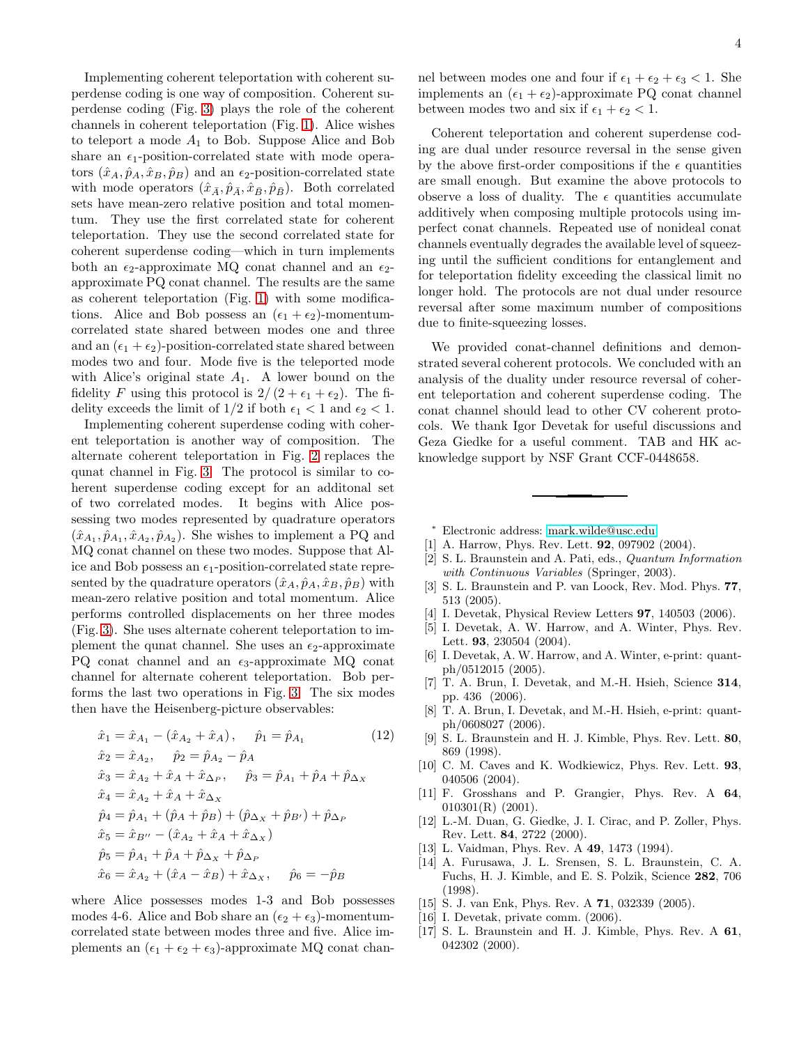Implementing coherent teleportation with coherent superdense coding is one way of composition. Coherent superdense coding (Fig. 3) plays the role of the coherent channels in coherent teleportation (Fig. 1). Alice wishes to teleport a mode $A_1$ to Bob. Suppose Alice and Bob share an $\epsilon_1$-position-correlated state with mode operators $(\hat{x}_A, \hat{p}_A, \hat{x}_B, \hat{p}_B)$ and an $\epsilon_2$-position-correlated state with mode operators $(\hat{x}_{\bar{A}}, \hat{p}_{\bar{A}}, \hat{x}_{\bar{B}}, \hat{p}_{\bar{B}})$. Both correlated sets have mean-zero relative position and total momentum. They use the first correlated state for coherent teleportation. They use the second correlated state for coherent superdense coding—which in turn implements both an $\epsilon_2$-approximate MQ conat channel and an $\epsilon_2$-approximate PQ conat channel. The results are the same as coherent teleportation (Fig. 1) with some modifications. Alice and Bob possess an $(\epsilon_1 + \epsilon_2)$-momentum-correlated state shared between modes one and three and an $(\epsilon_1 + \epsilon_2)$-position-correlated state shared between modes two and four. Mode five is the teleported mode with Alice's original state $A_1$. A lower bound on the fidelity $F$ using this protocol is $2/(2 + \epsilon_1 + \epsilon_2)$. The fidelity exceeds the limit of $1/2$ if both $\epsilon_1 < 1$ and $\epsilon_2 < 1$.

Implementing coherent superdense coding with coherent teleportation is another way of composition. The alternate coherent teleportation in Fig. 2 replaces the qunat channel in Fig. 3. The protocol is similar to coherent superdense coding except for an additonal set of two correlated modes. It begins with Alice possessing two modes represented by quadrature operators $(\hat{x}_{A_1}, \hat{p}_{A_1}, \hat{x}_{A_2}, \hat{p}_{A_2})$. She wishes to implement a PQ and MQ conat channel on these two modes. Suppose that Alice and Bob possess an $\epsilon_1$-position-correlated state represented by the quadrature operators $(\hat{x}_A, \hat{p}_A, \hat{x}_B, \hat{p}_B)$ with mean-zero relative position and total momentum. Alice performs controlled displacements on her three modes (Fig. 3). She uses alternate coherent teleportation to implement the qunat channel. She uses an $\epsilon_2$-approximate PQ conat channel and an $\epsilon_3$-approximate MQ conat channel for alternate coherent teleportation. Bob performs the last two operations in Fig. 3. The six modes then have the Heisenberg-picture observables:

$$
\begin{aligned}
\hat{x}_1 &= \hat{x}_{A_1} - (\hat{x}_{A_2} + \hat{x}_A), \quad \hat{p}_1 = \hat{p}_{A_1} \qquad (12)\\
\hat{x}_2 &= \hat{x}_{A_2}, \quad \hat{p}_2 = \hat{p}_{A_2} - \hat{p}_A \\
\hat{x}_3 &= \hat{x}_{A_2} + \hat{x}_A + \hat{x}_{\Delta_P}, \quad \hat{p}_3 = \hat{p}_{A_1} + \hat{p}_A + \hat{p}_{\Delta_X} \\
\hat{x}_4 &= \hat{x}_{A_2} + \hat{x}_A + \hat{x}_{\Delta_X} \\
\hat{p}_4 &= \hat{p}_{A_1} + (\hat{p}_A + \hat{p}_B) + (\hat{p}_{\Delta_X} + \hat{p}_{B'}) + \hat{p}_{\Delta_P} \\
\hat{x}_5 &= \hat{x}_{B''} - (\hat{x}_{A_2} + \hat{x}_A + \hat{x}_{\Delta_X}) \\
\hat{p}_5 &= \hat{p}_{A_1} + \hat{p}_A + \hat{p}_{\Delta_X} + \hat{p}_{\Delta_P} \\
\hat{x}_6 &= \hat{x}_{A_2} + (\hat{x}_A - \hat{x}_B) + \hat{x}_{\Delta_X}, \quad \hat{p}_6 = -\hat{p}_B
\end{aligned}
$$

where Alice possesses modes 1-3 and Bob possesses modes 4-6. Alice and Bob share an $(\epsilon_2 + \epsilon_3)$-momentum-correlated state between modes three and five. Alice implements an $(\epsilon_1 + \epsilon_2 + \epsilon_3)$-approximate MQ conat channel between modes one and four if $\epsilon_1 + \epsilon_2 + \epsilon_3 < 1$. She implements an $(\epsilon_1 + \epsilon_2)$-approximate PQ conat channel between modes two and six if $\epsilon_1 + \epsilon_2 < 1$.

Coherent teleportation and coherent superdense coding are dual under resource reversal in the sense given by the above first-order compositions if the $\epsilon$ quantities are small enough. But examine the above protocols to observe a loss of duality. The $\epsilon$ quantities accumulate additively when composing multiple protocols using imperfect conat channels. Repeated use of nonideal conat channels eventually degrades the available level of squeezing until the sufficient conditions for entanglement and for teleportation fidelity exceeding the classical limit no longer hold. The protocols are not dual under resource reversal after some maximum number of compositions due to finite-squeezing losses.

We provided conat-channel definitions and demonstrated several coherent protocols. We concluded with an analysis of the duality under resource reversal of coherent teleportation and coherent superdense coding. The conat channel should lead to other CV coherent protocols. We thank Igor Devetak for useful discussions and Geza Giedke for a useful comment. TAB and HK acknowledge support by NSF Grant CCF-0448658.

---

* Electronic address: mark.wilde@usc.edu

[1] A. Harrow, Phys. Rev. Lett. **92**, 097902 (2004).

[2] S. L. Braunstein and A. Pati, eds., *Quantum Information with Continuous Variables* (Springer, 2003).

[3] S. L. Braunstein and P. van Loock, Rev. Mod. Phys. **77**, 513 (2005).

[4] I. Devetak, Physical Review Letters **97**, 140503 (2006).

[5] I. Devetak, A. W. Harrow, and A. Winter, Phys. Rev. Lett. **93**, 230504 (2004).

[6] I. Devetak, A. W. Harrow, and A. Winter, e-print: quant-ph/0512015 (2005).

[7] T. A. Brun, I. Devetak, and M.-H. Hsieh, Science **314**, pp. 436 (2006).

[8] T. A. Brun, I. Devetak, and M.-H. Hsieh, e-print: quant-ph/0608027 (2006).

[9] S. L. Braunstein and H. J. Kimble, Phys. Rev. Lett. **80**, 869 (1998).

[10] C. M. Caves and K. Wodkiewicz, Phys. Rev. Lett. **93**, 040506 (2004).

[11] F. Grosshans and P. Grangier, Phys. Rev. A **64**, 010301(R) (2001).

[12] L.-M. Duan, G. Giedke, J. I. Cirac, and P. Zoller, Phys. Rev. Lett. **84**, 2722 (2000).

[13] L. Vaidman, Phys. Rev. A **49**, 1473 (1994).

[14] A. Furusawa, J. L. Srensen, S. L. Braunstein, C. A. Fuchs, H. J. Kimble, and E. S. Polzik, Science **282**, 706 (1998).

[15] S. J. van Enk, Phys. Rev. A **71**, 032339 (2005).

[16] I. Devetak, private comm. (2006).

[17] S. L. Braunstein and H. J. Kimble, Phys. Rev. A **61**, 042302 (2000).